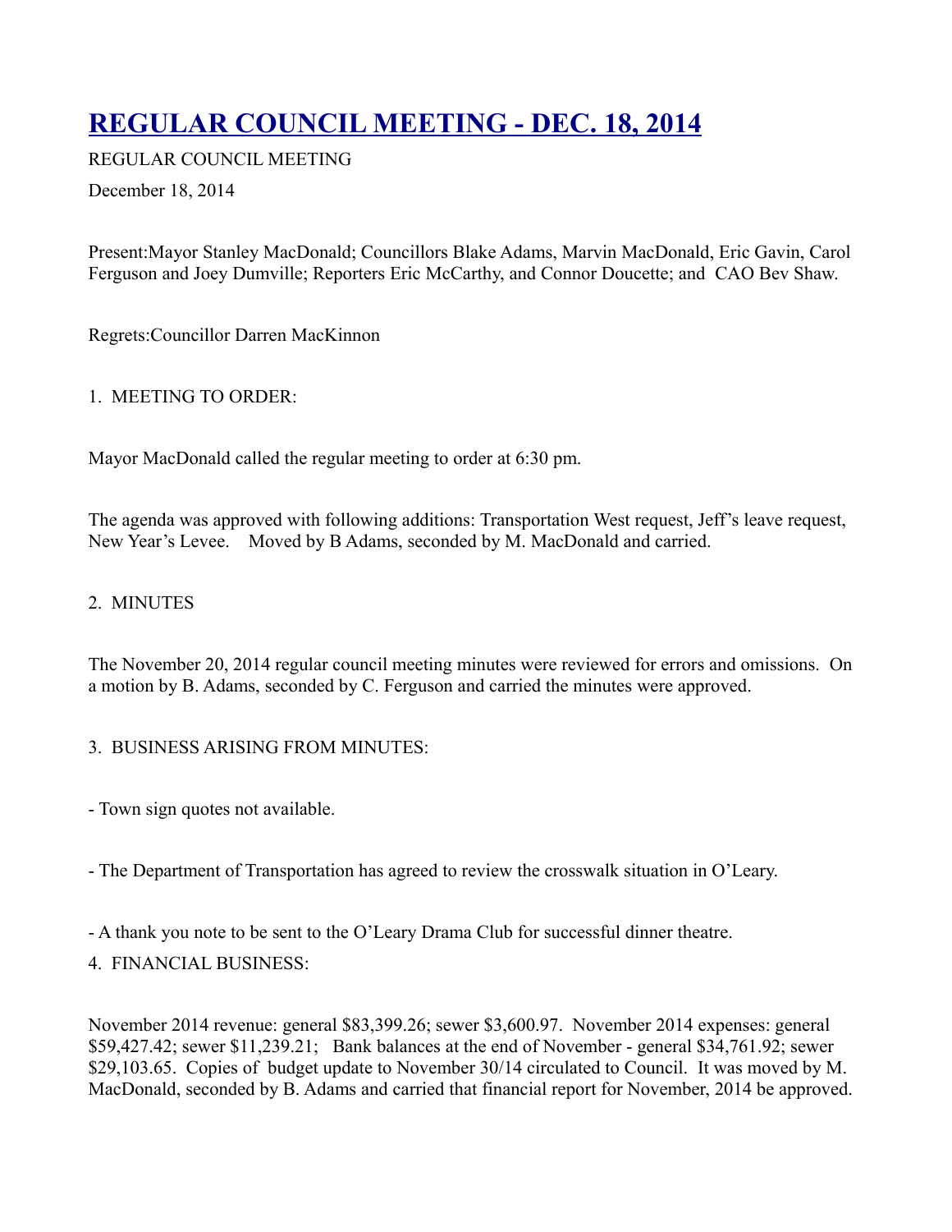# REGULAR COUNCIL MEETING - DEC. 18, 2014

REGULAR COUNCIL MEETING

December 18, 2014

Present:Mayor Stanley MacDonald; Councillors Blake Adams, Marvin MacDonald, Eric Gavin, Carol Ferguson and Joey Dumville; Reporters Eric McCarthy, and Connor Doucette; and CAO Bev Shaw.

Regrets:Councillor Darren MacKinnon

1. MEETING TO ORDER:

Mayor MacDonald called the regular meeting to order at 6:30 pm.

The agenda was approved with following additions: Transportation West request, Jeff's leave request, New Year's Levee. Moved by B Adams, seconded by M. MacDonald and carried.

2. MINUTES

The November 20, 2014 regular council meeting minutes were reviewed for errors and omissions. On a motion by B. Adams, seconded by C. Ferguson and carried the minutes were approved.

3. BUSINESS ARISING FROM MINUTES:

- Town sign quotes not available.

- The Department of Transportation has agreed to review the crosswalk situation in O'Leary.

- A thank you note to be sent to the O'Leary Drama Club for successful dinner theatre.

4. FINANCIAL BUSINESS:

November 2014 revenue: general $83,399.26; sewer $3,600.97. November 2014 expenses: general $59,427.42; sewer $11,239.21; Bank balances at the end of November - general $34,761.92; sewer $29,103.65. Copies of budget update to November 30/14 circulated to Council. It was moved by M. MacDonald, seconded by B. Adams and carried that financial report for November, 2014 be approved.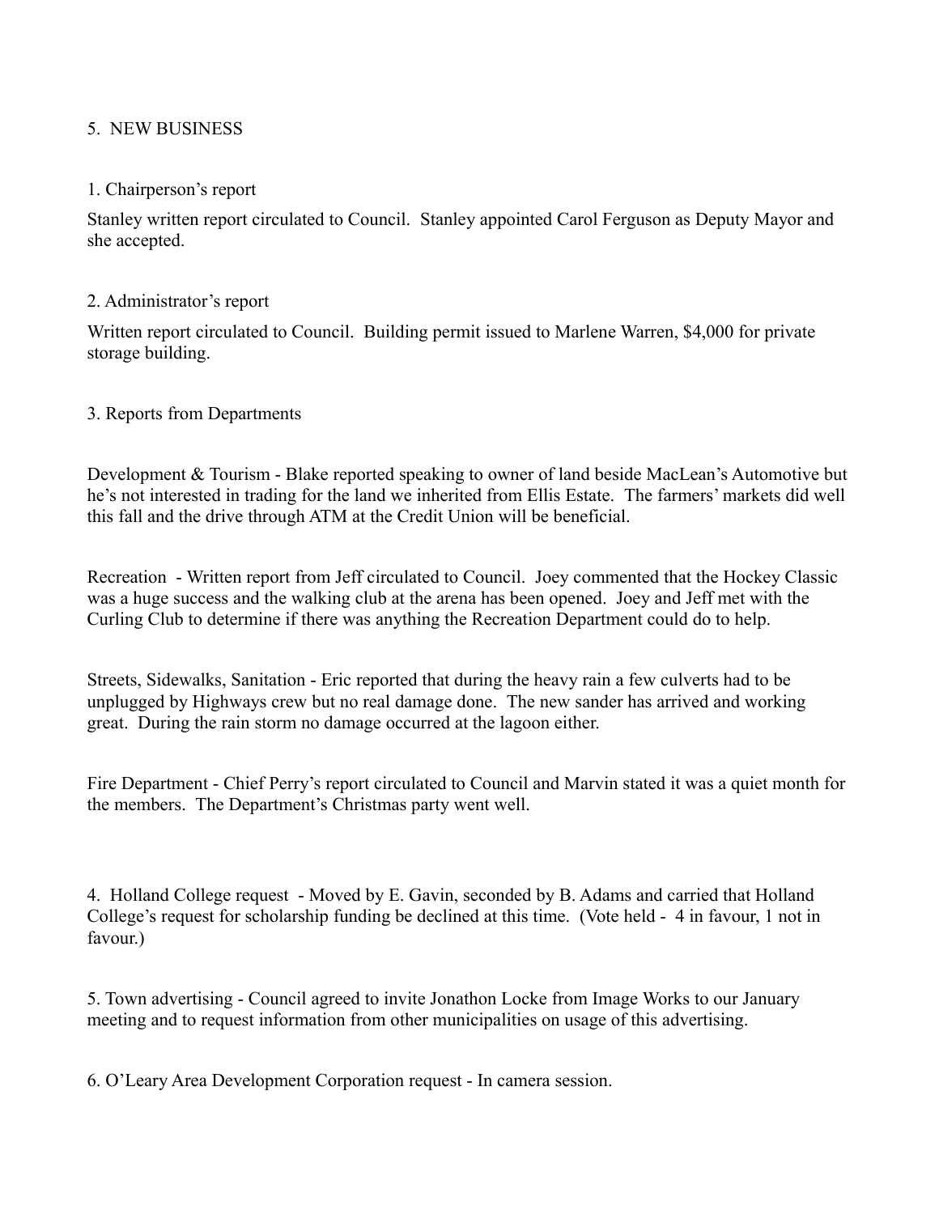## 5. NEW BUSINESS

1. Chairperson's report

Stanley written report circulated to Council. Stanley appointed Carol Ferguson as Deputy Mayor and she accepted.

2. Administrator's report

Written report circulated to Council. Building permit issued to Marlene Warren, $4,000 for private storage building.

3. Reports from Departments

Development & Tourism - Blake reported speaking to owner of land beside MacLean's Automotive but he's not interested in trading for the land we inherited from Ellis Estate. The farmers' markets did well this fall and the drive through ATM at the Credit Union will be beneficial.

Recreation - Written report from Jeff circulated to Council. Joey commented that the Hockey Classic was a huge success and the walking club at the arena has been opened. Joey and Jeff met with the Curling Club to determine if there was anything the Recreation Department could do to help.

Streets, Sidewalks, Sanitation - Eric reported that during the heavy rain a few culverts had to be unplugged by Highways crew but no real damage done. The new sander has arrived and working great. During the rain storm no damage occurred at the lagoon either.

Fire Department - Chief Perry's report circulated to Council and Marvin stated it was a quiet month for the members. The Department's Christmas party went well.

4. Holland College request - Moved by E. Gavin, seconded by B. Adams and carried that Holland College's request for scholarship funding be declined at this time. (Vote held - 4 in favour, 1 not in favour.)

5. Town advertising - Council agreed to invite Jonathon Locke from Image Works to our January meeting and to request information from other municipalities on usage of this advertising.

6. O'Leary Area Development Corporation request - In camera session.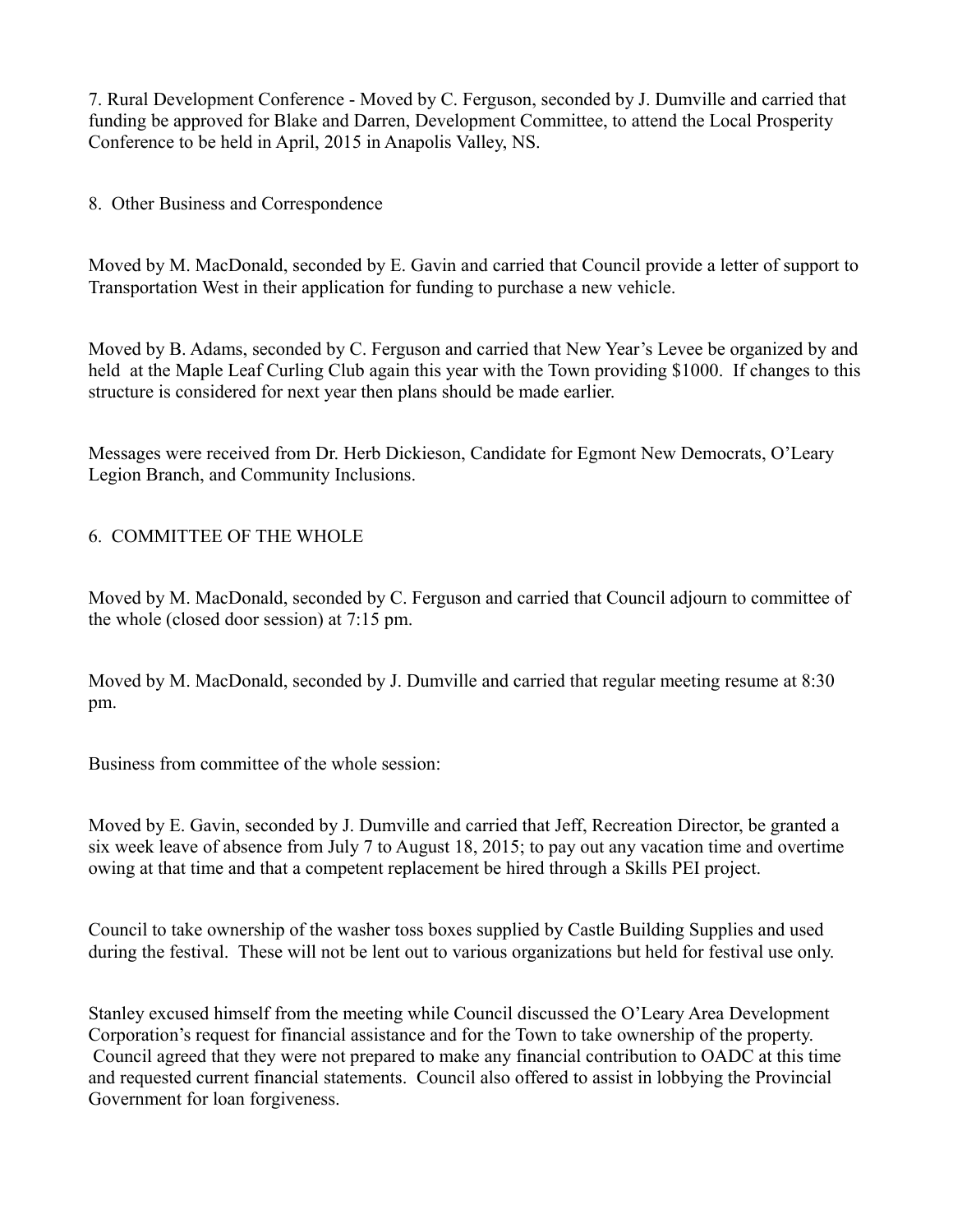7. Rural Development Conference - Moved by C. Ferguson, seconded by J. Dumville and carried that funding be approved for Blake and Darren, Development Committee, to attend the Local Prosperity Conference to be held in April, 2015 in Anapolis Valley, NS.

8. Other Business and Correspondence

Moved by M. MacDonald, seconded by E. Gavin and carried that Council provide a letter of support to Transportation West in their application for funding to purchase a new vehicle.

Moved by B. Adams, seconded by C. Ferguson and carried that New Year's Levee be organized by and held at the Maple Leaf Curling Club again this year with the Town providing $1000. If changes to this structure is considered for next year then plans should be made earlier.

Messages were received from Dr. Herb Dickieson, Candidate for Egmont New Democrats, O'Leary Legion Branch, and Community Inclusions.

6. COMMITTEE OF THE WHOLE

Moved by M. MacDonald, seconded by C. Ferguson and carried that Council adjourn to committee of the whole (closed door session) at 7:15 pm.

Moved by M. MacDonald, seconded by J. Dumville and carried that regular meeting resume at 8:30 pm.

Business from committee of the whole session:

Moved by E. Gavin, seconded by J. Dumville and carried that Jeff, Recreation Director, be granted a six week leave of absence from July 7 to August 18, 2015; to pay out any vacation time and overtime owing at that time and that a competent replacement be hired through a Skills PEI project.

Council to take ownership of the washer toss boxes supplied by Castle Building Supplies and used during the festival. These will not be lent out to various organizations but held for festival use only.

Stanley excused himself from the meeting while Council discussed the O'Leary Area Development Corporation's request for financial assistance and for the Town to take ownership of the property. Council agreed that they were not prepared to make any financial contribution to OADC at this time and requested current financial statements. Council also offered to assist in lobbying the Provincial Government for loan forgiveness.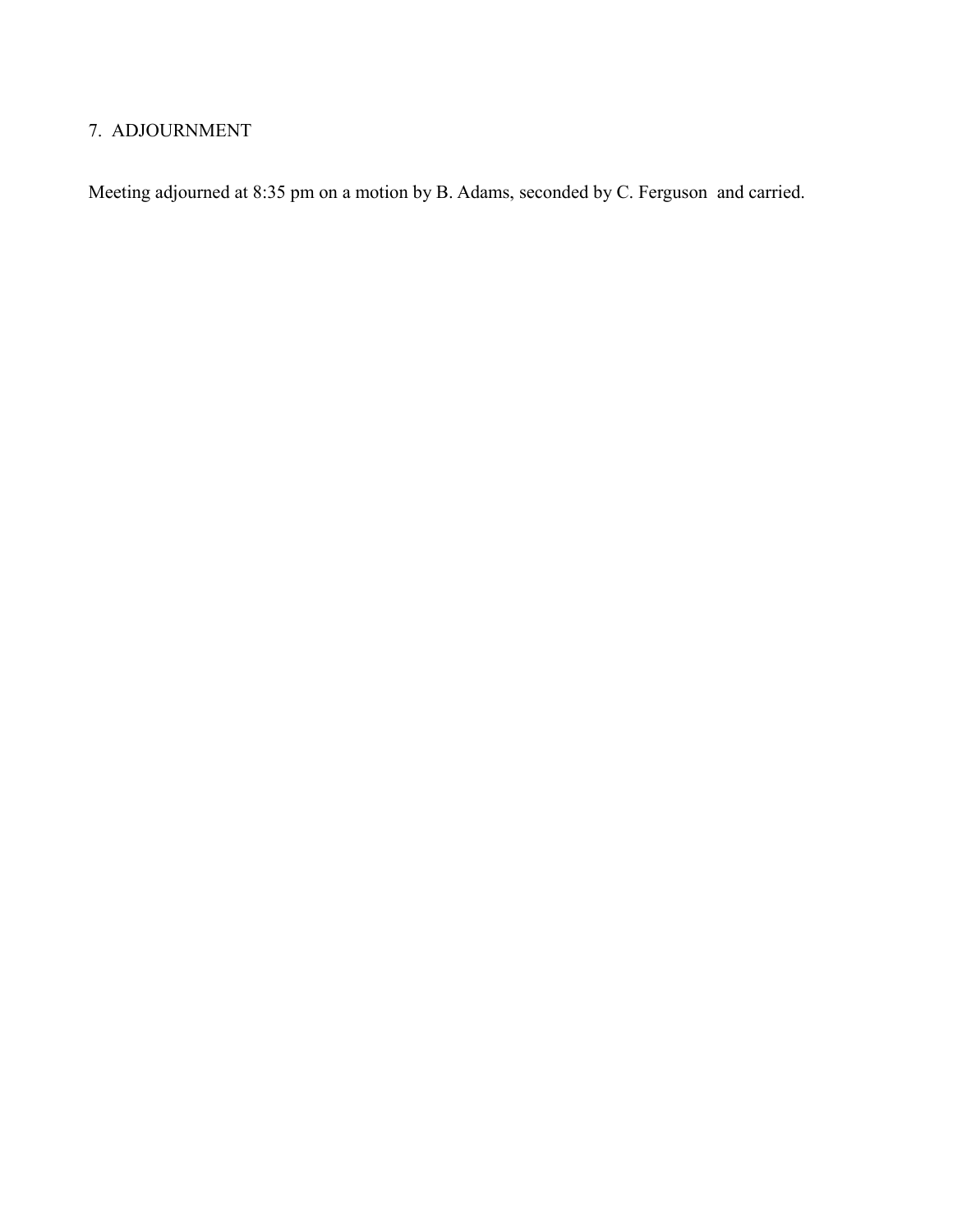## 7. ADJOURNMENT

Meeting adjourned at 8:35 pm on a motion by B. Adams, seconded by C. Ferguson and carried.